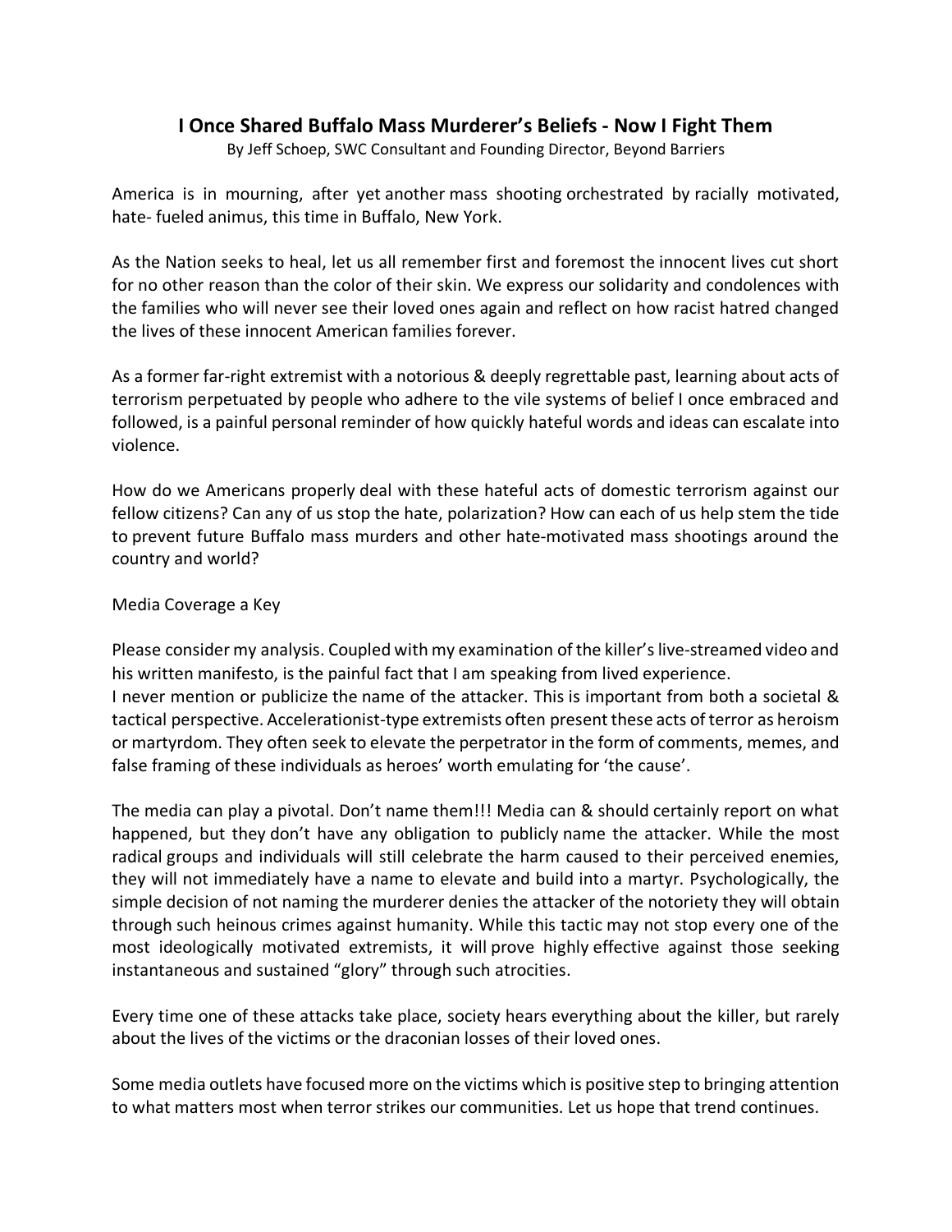# I Once Shared Buffalo Mass Murderer's Beliefs - Now I Fight Them

By Jeff Schoep, SWC Consultant and Founding Director, Beyond Barriers

America is in mourning, after yet another mass shooting orchestrated by racially motivated, hate- fueled animus, this time in Buffalo, New York.

As the Nation seeks to heal, let us all remember first and foremost the innocent lives cut short for no other reason than the color of their skin. We express our solidarity and condolences with the families who will never see their loved ones again and reflect on how racist hatred changed the lives of these innocent American families forever.

As a former far-right extremist with a notorious & deeply regrettable past, learning about acts of terrorism perpetuated by people who adhere to the vile systems of belief I once embraced and followed, is a painful personal reminder of how quickly hateful words and ideas can escalate into violence.

How do we Americans properly deal with these hateful acts of domestic terrorism against our fellow citizens? Can any of us stop the hate, polarization? How can each of us help stem the tide to prevent future Buffalo mass murders and other hate-motivated mass shootings around the country and world?

Media Coverage a Key

Please consider my analysis. Coupled with my examination of the killer's live-streamed video and his written manifesto, is the painful fact that I am speaking from lived experience.
I never mention or publicize the name of the attacker. This is important from both a societal & tactical perspective. Accelerationist-type extremists often present these acts of terror as heroism or martyrdom. They often seek to elevate the perpetrator in the form of comments, memes, and false framing of these individuals as heroes' worth emulating for 'the cause'.

The media can play a pivotal. Don't name them!!! Media can & should certainly report on what happened, but they don't have any obligation to publicly name the attacker. While the most radical groups and individuals will still celebrate the harm caused to their perceived enemies, they will not immediately have a name to elevate and build into a martyr. Psychologically, the simple decision of not naming the murderer denies the attacker of the notoriety they will obtain through such heinous crimes against humanity. While this tactic may not stop every one of the most ideologically motivated extremists, it will prove highly effective against those seeking instantaneous and sustained "glory" through such atrocities.

Every time one of these attacks take place, society hears everything about the killer, but rarely about the lives of the victims or the draconian losses of their loved ones.

Some media outlets have focused more on the victims which is positive step to bringing attention to what matters most when terror strikes our communities. Let us hope that trend continues.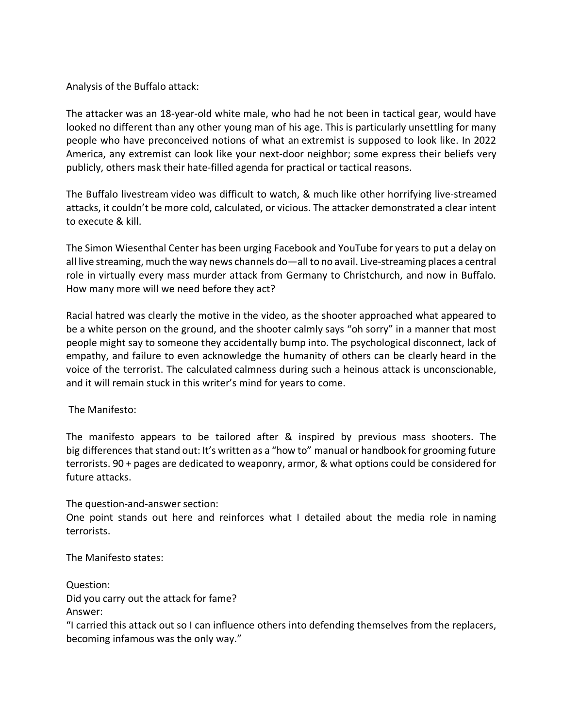Analysis of the Buffalo attack:

The attacker was an 18-year-old white male, who had he not been in tactical gear, would have looked no different than any other young man of his age. This is particularly unsettling for many people who have preconceived notions of what an extremist is supposed to look like. In 2022 America, any extremist can look like your next-door neighbor; some express their beliefs very publicly, others mask their hate-filled agenda for practical or tactical reasons.

The Buffalo livestream video was difficult to watch, & much like other horrifying live-streamed attacks, it couldn't be more cold, calculated, or vicious. The attacker demonstrated a clear intent to execute & kill.

The Simon Wiesenthal Center has been urging Facebook and YouTube for years to put a delay on all live streaming, much the way news channels do—all to no avail. Live-streaming places a central role in virtually every mass murder attack from Germany to Christchurch, and now in Buffalo. How many more will we need before they act?

Racial hatred was clearly the motive in the video, as the shooter approached what appeared to be a white person on the ground, and the shooter calmly says "oh sorry" in a manner that most people might say to someone they accidentally bump into. The psychological disconnect, lack of empathy, and failure to even acknowledge the humanity of others can be clearly heard in the voice of the terrorist. The calculated calmness during such a heinous attack is unconscionable, and it will remain stuck in this writer's mind for years to come.

The Manifesto:

The manifesto appears to be tailored after & inspired by previous mass shooters. The big differences that stand out: It's written as a "how to" manual or handbook for grooming future terrorists. 90 + pages are dedicated to weaponry, armor, & what options could be considered for future attacks.

The question-and-answer section:
One point stands out here and reinforces what I detailed about the media role in naming terrorists.

The Manifesto states:

Question:
Did you carry out the attack for fame?
Answer:
"I carried this attack out so I can influence others into defending themselves from the replacers, becoming infamous was the only way."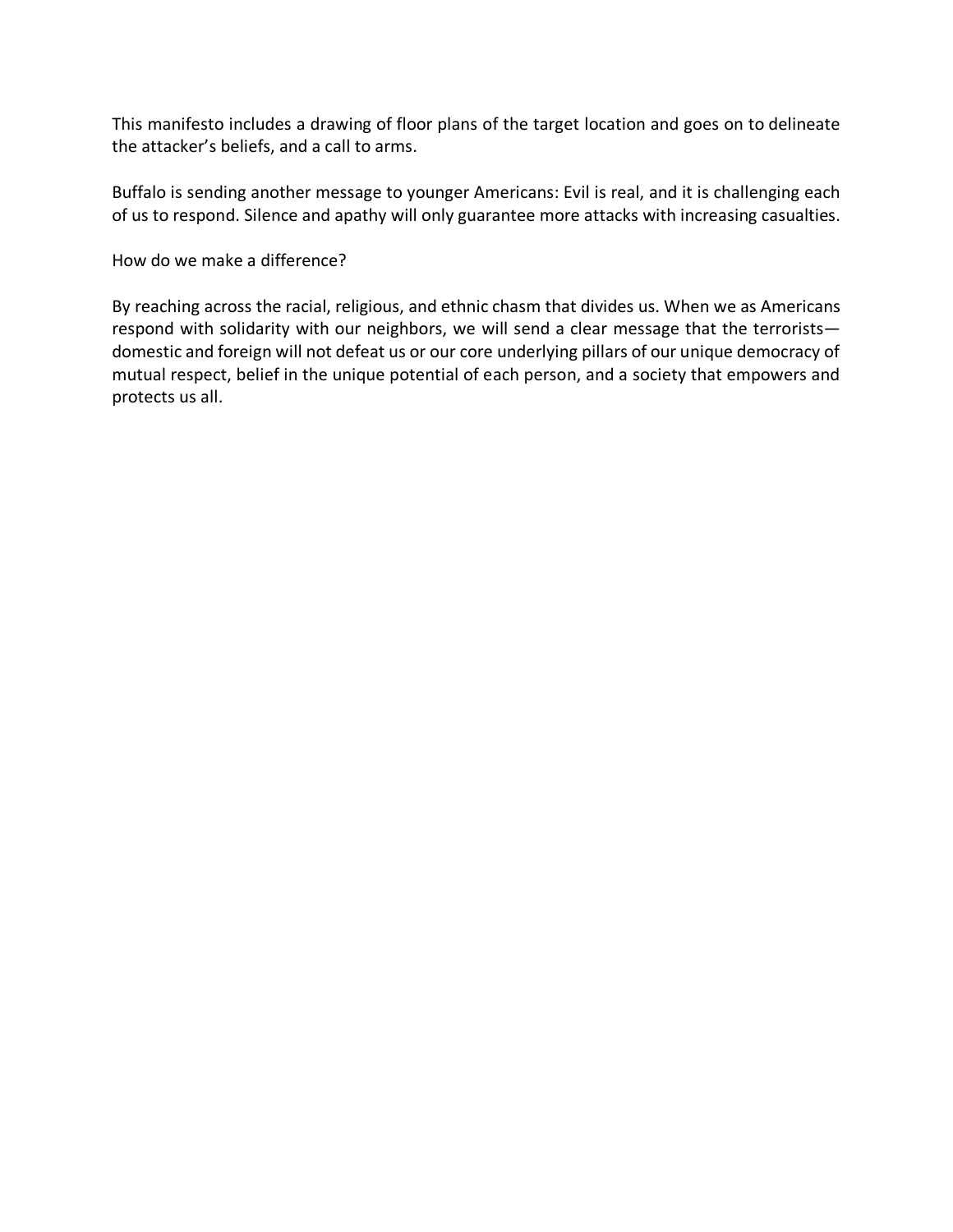This manifesto includes a drawing of floor plans of the target location and goes on to delineate the attacker's beliefs, and a call to arms.

Buffalo is sending another message to younger Americans: Evil is real, and it is challenging each of us to respond. Silence and apathy will only guarantee more attacks with increasing casualties.

How do we make a difference?

By reaching across the racial, religious, and ethnic chasm that divides us. When we as Americans respond with solidarity with our neighbors, we will send a clear message that the terrorists—domestic and foreign will not defeat us or our core underlying pillars of our unique democracy of mutual respect, belief in the unique potential of each person, and a society that empowers and protects us all.